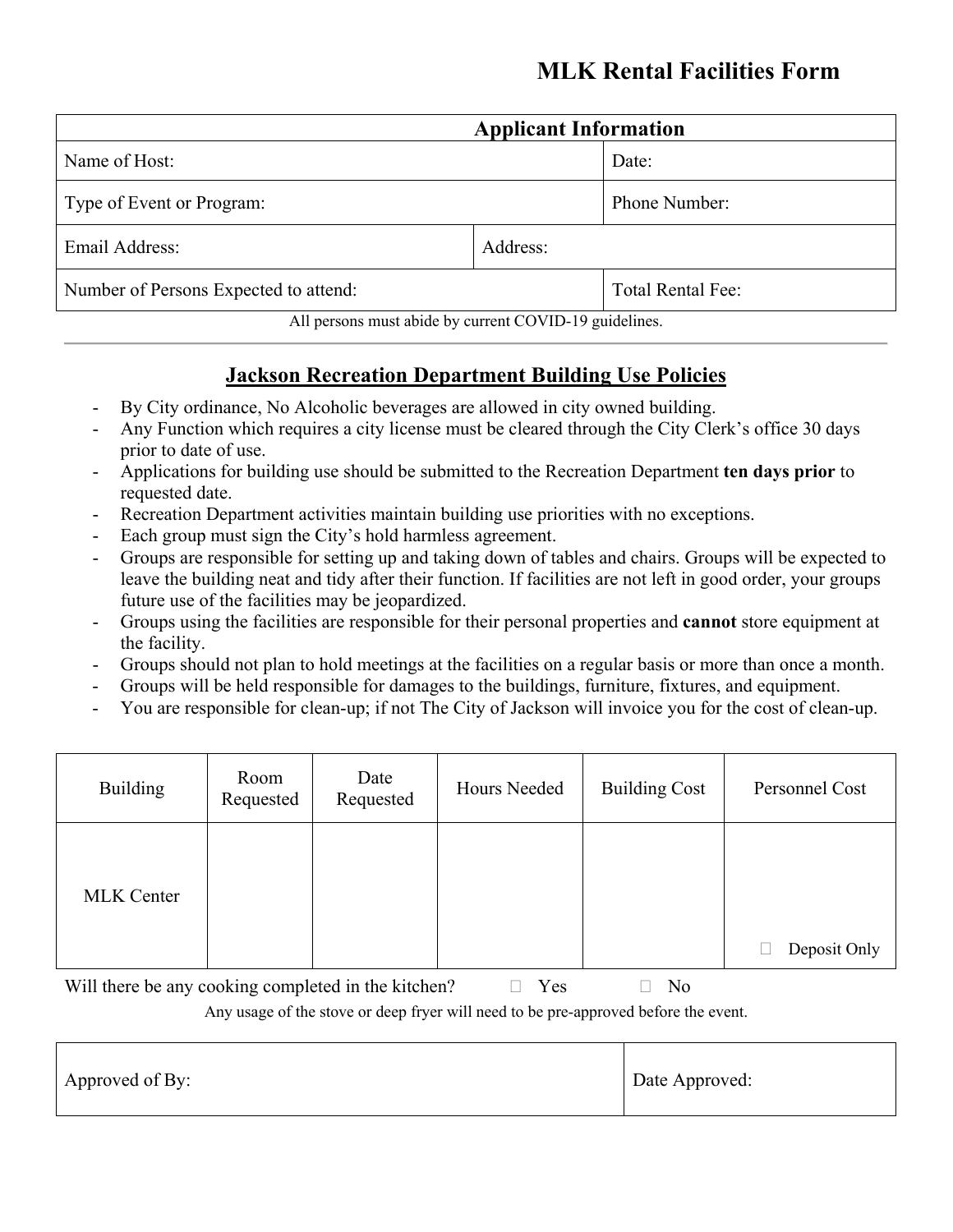# MLK Rental Facilities Form

| Applicant Information | | |
| --- | --- | --- |
| Name of Host: | | Date: |
| Type of Event or Program: | | Phone Number: |
| Email Address: | Address: | |
| Number of Persons Expected to attend: | | Total Rental Fee: |

All persons must abide by current COVID-19 guidelines.

---

## Jackson Recreation Department Building Use Policies

- By City ordinance, No Alcoholic beverages are allowed in city owned building.
- Any Function which requires a city license must be cleared through the City Clerk's office 30 days prior to date of use.
- Applications for building use should be submitted to the Recreation Department **ten days prior** to requested date.
- Recreation Department activities maintain building use priorities with no exceptions.
- Each group must sign the City's hold harmless agreement.
- Groups are responsible for setting up and taking down of tables and chairs. Groups will be expected to leave the building neat and tidy after their function. If facilities are not left in good order, your groups future use of the facilities may be jeopardized.
- Groups using the facilities are responsible for their personal properties and **cannot** store equipment at the facility.
- Groups should not plan to hold meetings at the facilities on a regular basis or more than once a month.
- Groups will be held responsible for damages to the buildings, furniture, fixtures, and equipment.
- You are responsible for clean-up; if not The City of Jackson will invoice you for the cost of clean-up.

| Building | Room Requested | Date Requested | Hours Needed | Building Cost | Personnel Cost |
| --- | --- | --- | --- | --- | --- |
| MLK Center | | | | | ☐ Deposit Only |

Will there be any cooking completed in the kitchen? ☐ Yes ☐ No

Any usage of the stove or deep fryer will need to be pre-approved before the event.

| | |
| --- | --- |
| Approved of By: | Date Approved: |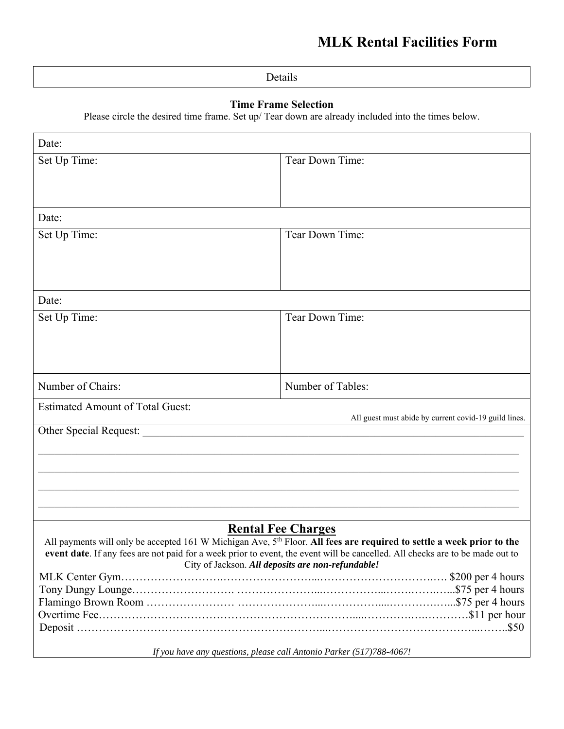# MLK Rental Facilities Form

| Details |
|---|

### Time Frame Selection

Please circle the desired time frame. Set up/ Tear down are already included into the times below.

| Date: | |
|---|---|
| Set Up Time: | Tear Down Time: |
| Date: | |
| Set Up Time: | Tear Down Time: |
| Date: | |
| Set Up Time: | Tear Down Time: |
| Number of Chairs: | Number of Tables: |
| Estimated Amount of Total Guest: All guest must abide by current covid-19 guild lines. | |

Other Special Request: ______________________________________________________________________

___________________________________________________________________________________________

___________________________________________________________________________________________

___________________________________________________________________________________________

___________________________________________________________________________________________

## Rental Fee Charges

All payments will only be accepted 161 W Michigan Ave, 5th Floor. **All fees are required to settle a week prior to the event date**. If any fees are not paid for a week prior to event, the event will be cancelled. All checks are to be made out to City of Jackson. ***All deposits are non-refundable!***

MLK Center Gym………………………………………………………………………………. $200 per 4 hours
Tony Dungy Lounge…………………………………………………………………………...$75 per 4 hours
Flamingo Brown Room ………………………………………………………………………...$75 per 4 hours
Overtime Fee……………………………………………………………………………………$11 per hour
Deposit ………………………………………………………………………………………..$50

*If you have any questions, please call Antonio Parker (517)788-4067!*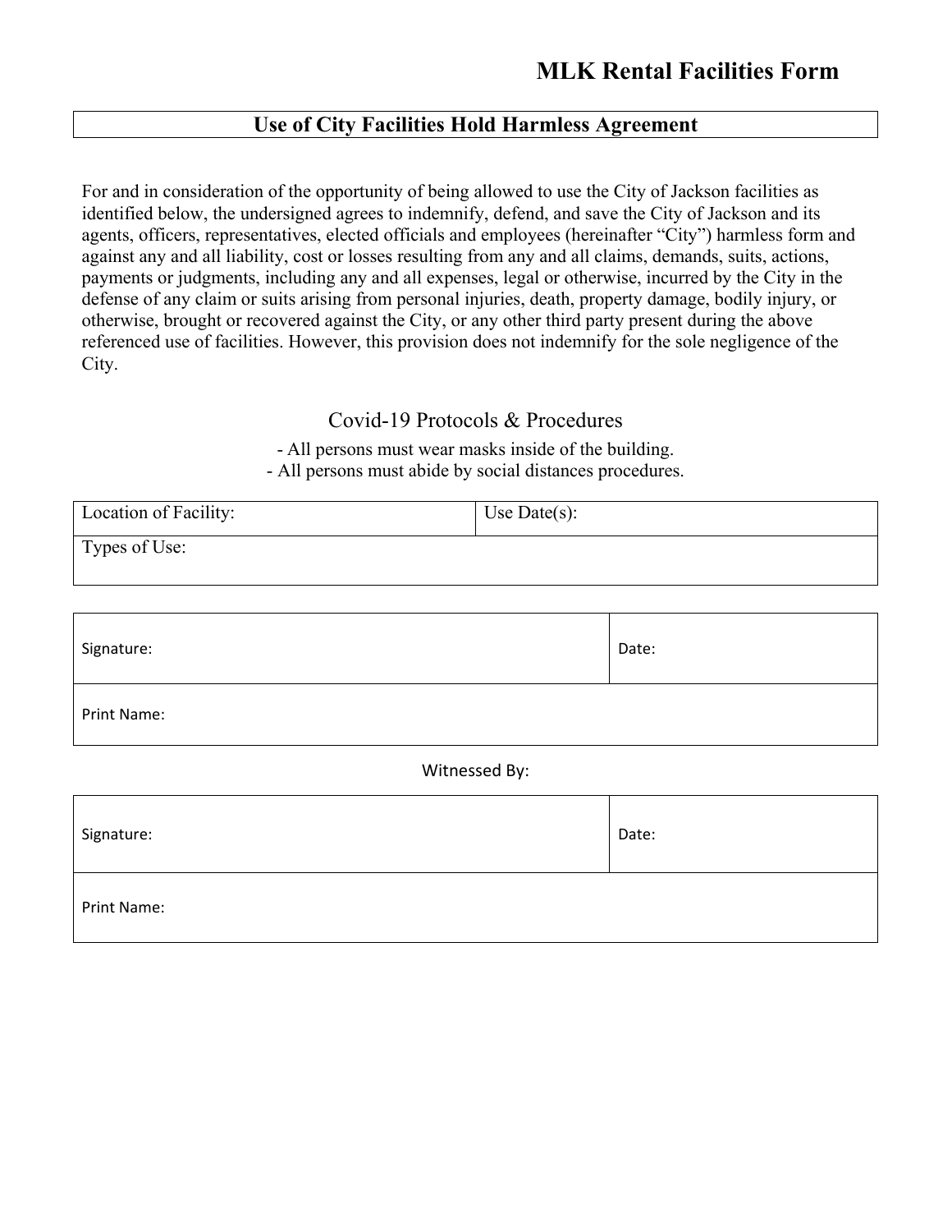# MLK Rental Facilities Form

## Use of City Facilities Hold Harmless Agreement

For and in consideration of the opportunity of being allowed to use the City of Jackson facilities as identified below, the undersigned agrees to indemnify, defend, and save the City of Jackson and its agents, officers, representatives, elected officials and employees (hereinafter "City") harmless form and against any and all liability, cost or losses resulting from any and all claims, demands, suits, actions, payments or judgments, including any and all expenses, legal or otherwise, incurred by the City in the defense of any claim or suits arising from personal injuries, death, property damage, bodily injury, or otherwise, brought or recovered against the City, or any other third party present during the above referenced use of facilities. However, this provision does not indemnify for the sole negligence of the City.

### Covid-19 Protocols & Procedures

- All persons must wear masks inside of the building.
- All persons must abide by social distances procedures.

| | |
|---|---|
| Location of Facility: | Use Date(s): |
| Types of Use: | |

| | |
|---|---|
| Signature: | Date: |
| Print Name: | |

Witnessed By:

| | |
|---|---|
| Signature: | Date: |
| Print Name: | |